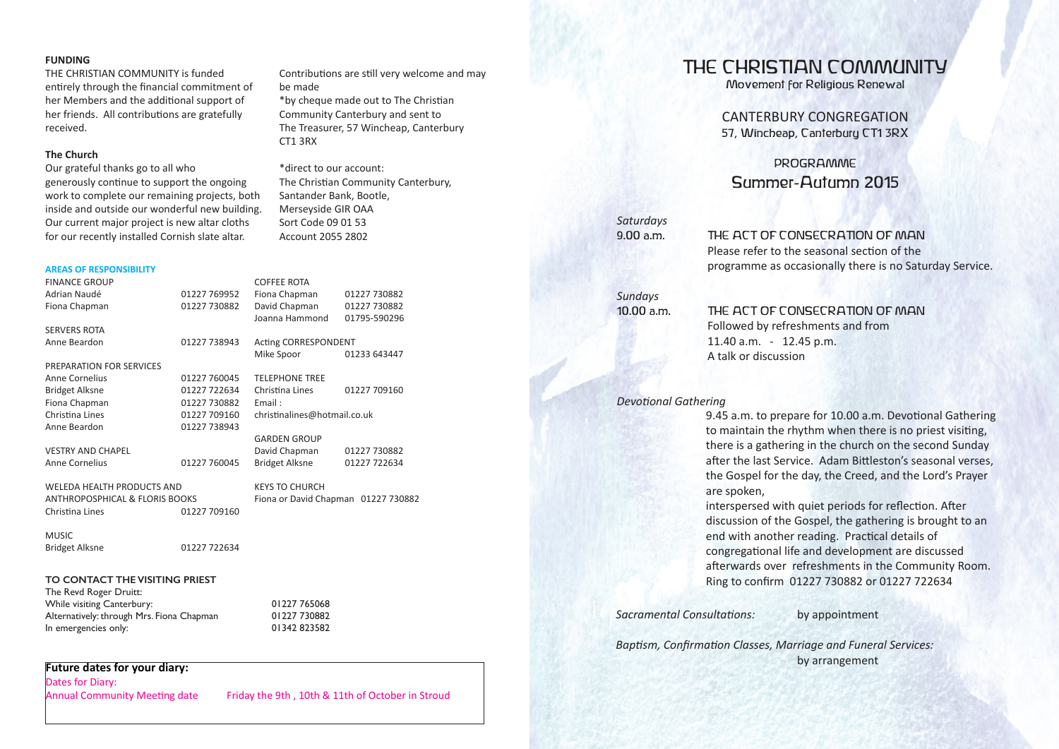**FUNDING**

THE CHRISTIAN COMMUNITY is funded entirely through the financial commitment of her Members and the additional support of her friends. All contributions are gratefully received.

**The Church**

Our grateful thanks go to all who generously continue to support the ongoing work to complete our remaining projects, both inside and outside our wonderful new building. Our current major project is new altar cloths for our recently installed Cornish slate altar.

Contributions are still very welcome and may be made

*by cheque made out to The Christian Community Canterbury and sent to The Treasurer, 57 Wincheap, Canterbury CT1 3RX

*direct to our account:
The Christian Community Canterbury,
Santander Bank, Bootle,
Merseyside GIR OAA
Sort Code 09 01 53
Account 2055 2802

**AREAS OF RESPONSIBILITY**

FINANCE GROUP
Adrian Naudé 01227 769952
Fiona Chapman 01227 730882

SERVERS ROTA
Anne Beardon 01227 738943

PREPARATION FOR SERVICES
Anne Cornelius 01227 760045
Bridget Alksne 01227 722634
Fiona Chapman 01227 730882
Christina Lines 01227 709160
Anne Beardon 01227 738943

VESTRY AND CHAPEL
Anne Cornelius 01227 760045

WELEDA HEALTH PRODUCTS AND ANTHROPOSPHICAL & FLORIS BOOKS
Christina Lines 01227 709160

MUSIC
Bridget Alksne 01227 722634

COFFEE ROTA
Fiona Chapman 01227 730882
David Chapman 01227 730882
Joanna Hammond 01795-590296

Acting CORRESPONDENT
Mike Spoor 01233 643447

TELEPHONE TREE
Christina Lines 01227 709160
Email :
christinalines@hotmail.co.uk

GARDEN GROUP
David Chapman 01227 730882
Bridget Alksne 01227 722634

KEYS TO CHURCH
Fiona or David Chapman 01227 730882

**TO CONTACT THE VISITING PRIEST**

The Revd Roger Druitt:
While visiting Canterbury: 01227 765068
Alternatively: through Mrs. Fiona Chapman 01227 730882
In emergencies only: 01342 823582

**Future dates for your diary:**

Dates for Diary:
Annual Community Meeting date Friday the 9th , 10th & 11th of October in Stroud

# THE CHRISTIAN COMMUNITY

Movement for Religious Renewal

## CANTERBURY CONGREGATION

57, Wincheap, Canterbury CT1 3RX

## PROGRAMME
## Summer-Autumn 2015

*Saturdays*
9.00 a.m. THE ACT OF CONSECRATION OF MAN
Please refer to the seasonal section of the programme as occasionally there is no Saturday Service.

*Sundays*
10.00 a.m. THE ACT OF CONSECRATION OF MAN
Followed by refreshments and from 11.40 a.m. - 12.45 p.m.
A talk or discussion

*Devotional Gathering*

9.45 a.m. to prepare for 10.00 a.m. Devotional Gathering to maintain the rhythm when there is no priest visiting, there is a gathering in the church on the second Sunday after the last Service. Adam Bittleston's seasonal verses, the Gospel for the day, the Creed, and the Lord's Prayer are spoken,
interspersed with quiet periods for reflection. After discussion of the Gospel, the gathering is brought to an end with another reading. Practical details of congregational life and development are discussed afterwards over refreshments in the Community Room. Ring to confirm 01227 730882 or 01227 722634

*Sacramental Consultations:* by appointment

*Baptism, Confirmation Classes, Marriage and Funeral Services:* by arrangement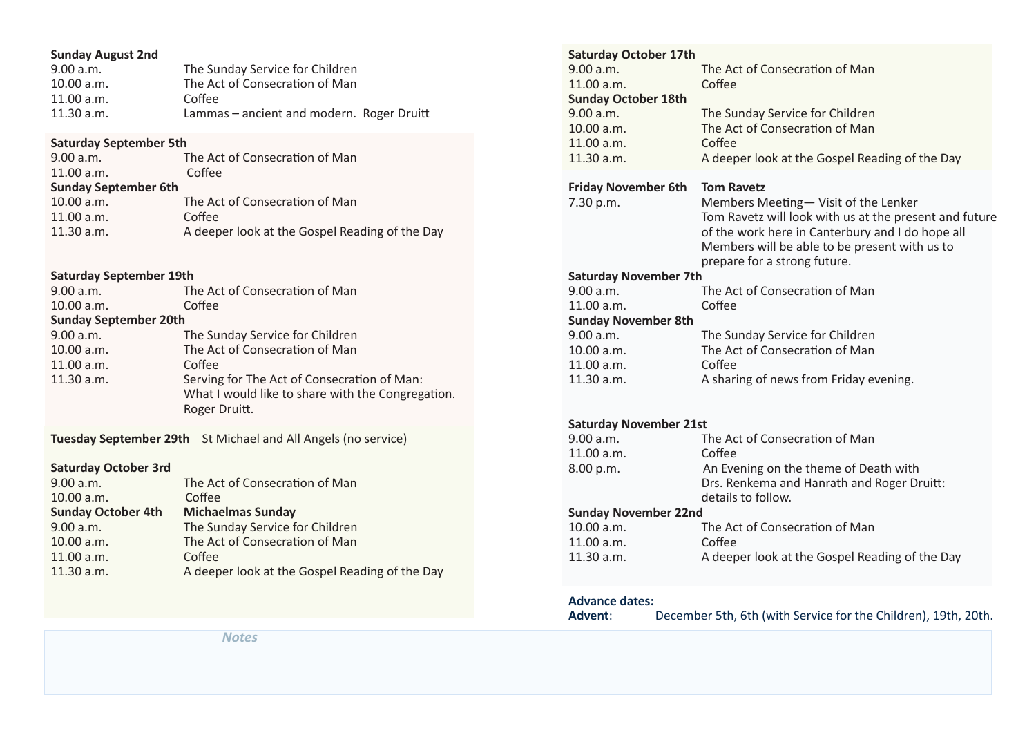**Sunday August 2nd**

| | |
|---|---|
| 9.00 a.m. | The Sunday Service for Children |
| 10.00 a.m. | The Act of Consecration of Man |
| 11.00 a.m. | Coffee |
| 11.30 a.m. | Lammas – ancient and modern. Roger Druitt |

**Saturday September 5th**

| | |
|---|---|
| 9.00 a.m. | The Act of Consecration of Man |
| 11.00 a.m. | Coffee |

**Sunday September 6th**

| | |
|---|---|
| 10.00 a.m. | The Act of Consecration of Man |
| 11.00 a.m. | Coffee |
| 11.30 a.m. | A deeper look at the Gospel Reading of the Day |

**Saturday September 19th**

| | |
|---|---|
| 9.00 a.m. | The Act of Consecration of Man |
| 10.00 a.m. | Coffee |

**Sunday September 20th**

| | |
|---|---|
| 9.00 a.m. | The Sunday Service for Children |
| 10.00 a.m. | The Act of Consecration of Man |
| 11.00 a.m. | Coffee |
| 11.30 a.m. | Serving for The Act of Consecration of Man: What I would like to share with the Congregation. Roger Druitt. |

**Tuesday September 29th** St Michael and All Angels (no service)

**Saturday October 3rd**

| | |
|---|---|
| 9.00 a.m. | The Act of Consecration of Man |
| 10.00 a.m. | Coffee |

**Sunday October 4th** **Michaelmas Sunday**

| | |
|---|---|
| 9.00 a.m. | The Sunday Service for Children |
| 10.00 a.m. | The Act of Consecration of Man |
| 11.00 a.m. | Coffee |
| 11.30 a.m. | A deeper look at the Gospel Reading of the Day |

*Notes*

**Saturday October 17th**

| | |
|---|---|
| 9.00 a.m. | The Act of Consecration of Man |
| 11.00 a.m. | Coffee |

**Sunday October 18th**

| | |
|---|---|
| 9.00 a.m. | The Sunday Service for Children |
| 10.00 a.m. | The Act of Consecration of Man |
| 11.00 a.m. | Coffee |
| 11.30 a.m. | A deeper look at the Gospel Reading of the Day |

**Friday November 6th** **Tom Ravetz**

| | |
|---|---|
| 7.30 p.m. | Members Meeting— Visit of the Lenker<br>Tom Ravetz will look with us at the present and future of the work here in Canterbury and I do hope all Members will be able to be present with us to prepare for a strong future. |

**Saturday November 7th**

| | |
|---|---|
| 9.00 a.m. | The Act of Consecration of Man |
| 11.00 a.m. | Coffee |

**Sunday November 8th**

| | |
|---|---|
| 9.00 a.m. | The Sunday Service for Children |
| 10.00 a.m. | The Act of Consecration of Man |
| 11.00 a.m. | Coffee |
| 11.30 a.m. | A sharing of news from Friday evening. |

**Saturday November 21st**

| | |
|---|---|
| 9.00 a.m. | The Act of Consecration of Man |
| 11.00 a.m. | Coffee |
| 8.00 p.m. | An Evening on the theme of Death with Drs. Renkema and Hanrath and Roger Druitt: details to follow. |

**Sunday November 22nd**

| | |
|---|---|
| 10.00 a.m. | The Act of Consecration of Man |
| 11.00 a.m. | Coffee |
| 11.30 a.m. | A deeper look at the Gospel Reading of the Day |

**Advance dates:**
**Advent**: December 5th, 6th (with Service for the Children), 19th, 20th.